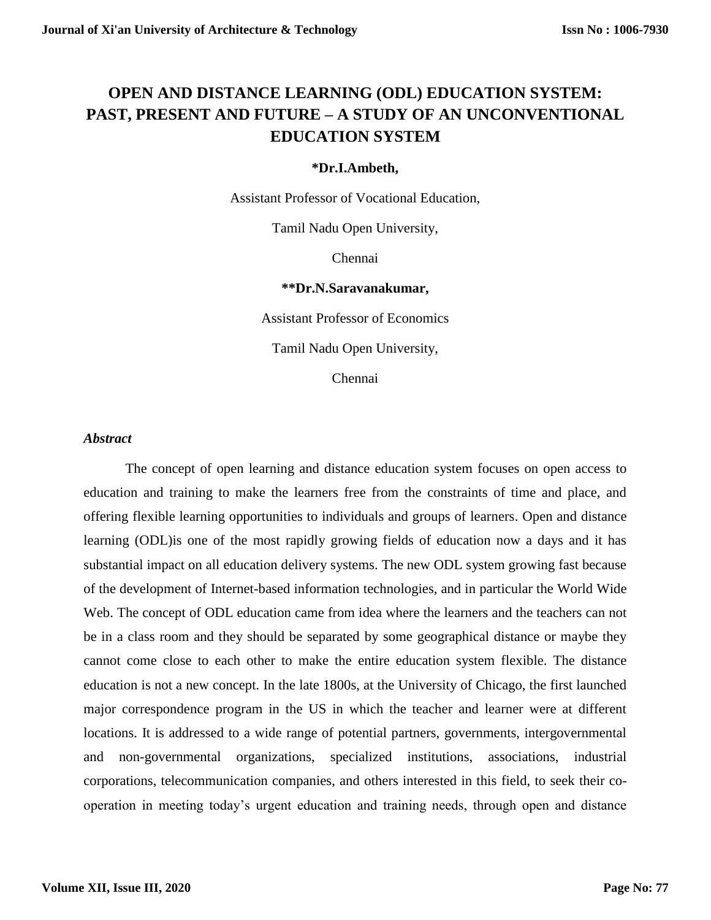# OPEN AND DISTANCE LEARNING (ODL) EDUCATION SYSTEM: PAST, PRESENT AND FUTURE – A STUDY OF AN UNCONVENTIONAL EDUCATION SYSTEM

**\*Dr.I.Ambeth,**

Assistant Professor of Vocational Education,

Tamil Nadu Open University,

Chennai

**\*\*Dr.N.Saravanakumar,**

Assistant Professor of Economics

Tamil Nadu Open University,

Chennai

### *Abstract*

The concept of open learning and distance education system focuses on open access to education and training to make the learners free from the constraints of time and place, and offering flexible learning opportunities to individuals and groups of learners. Open and distance learning (ODL)is one of the most rapidly growing fields of education now a days and it has substantial impact on all education delivery systems. The new ODL system growing fast because of the development of Internet-based information technologies, and in particular the World Wide Web. The concept of ODL education came from idea where the learners and the teachers can not be in a class room and they should be separated by some geographical distance or maybe they cannot come close to each other to make the entire education system flexible. The distance education is not a new concept. In the late 1800s, at the University of Chicago, the first launched major correspondence program in the US in which the teacher and learner were at different locations. It is addressed to a wide range of potential partners, governments, intergovernmental and non-governmental organizations, specialized institutions, associations, industrial corporations, telecommunication companies, and others interested in this field, to seek their co-operation in meeting today's urgent education and training needs, through open and distance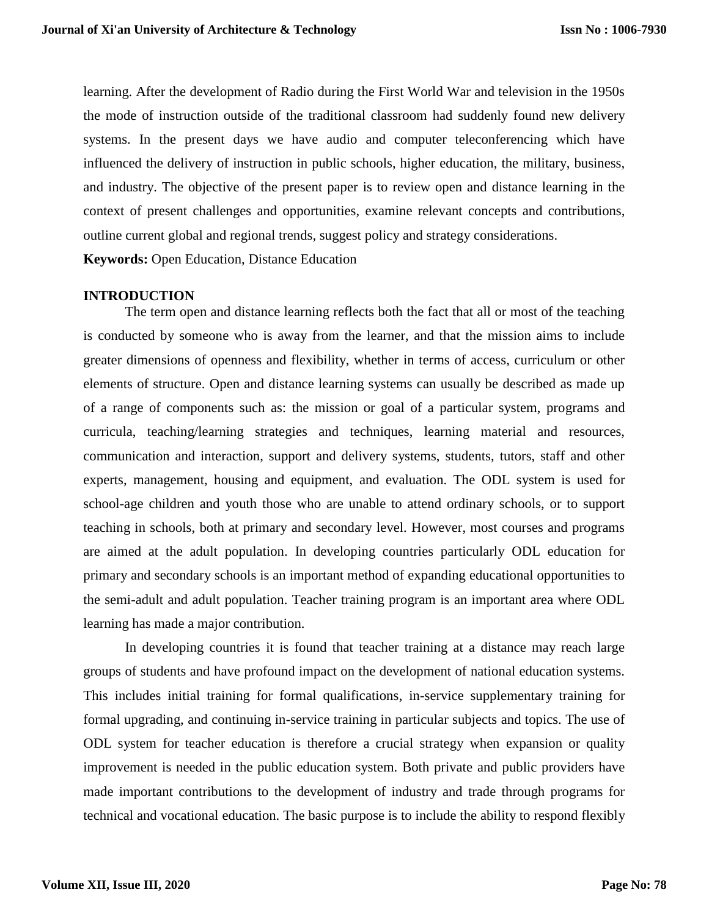learning. After the development of Radio during the First World War and television in the 1950s the mode of instruction outside of the traditional classroom had suddenly found new delivery systems. In the present days we have audio and computer teleconferencing which have influenced the delivery of instruction in public schools, higher education, the military, business, and industry. The objective of the present paper is to review open and distance learning in the context of present challenges and opportunities, examine relevant concepts and contributions, outline current global and regional trends, suggest policy and strategy considerations.

**Keywords:** Open Education, Distance Education

## INTRODUCTION

The term open and distance learning reflects both the fact that all or most of the teaching is conducted by someone who is away from the learner, and that the mission aims to include greater dimensions of openness and flexibility, whether in terms of access, curriculum or other elements of structure. Open and distance learning systems can usually be described as made up of a range of components such as: the mission or goal of a particular system, programs and curricula, teaching/learning strategies and techniques, learning material and resources, communication and interaction, support and delivery systems, students, tutors, staff and other experts, management, housing and equipment, and evaluation. The ODL system is used for school-age children and youth those who are unable to attend ordinary schools, or to support teaching in schools, both at primary and secondary level. However, most courses and programs are aimed at the adult population. In developing countries particularly ODL education for primary and secondary schools is an important method of expanding educational opportunities to the semi-adult and adult population. Teacher training program is an important area where ODL learning has made a major contribution.

In developing countries it is found that teacher training at a distance may reach large groups of students and have profound impact on the development of national education systems. This includes initial training for formal qualifications, in-service supplementary training for formal upgrading, and continuing in-service training in particular subjects and topics. The use of ODL system for teacher education is therefore a crucial strategy when expansion or quality improvement is needed in the public education system. Both private and public providers have made important contributions to the development of industry and trade through programs for technical and vocational education. The basic purpose is to include the ability to respond flexibly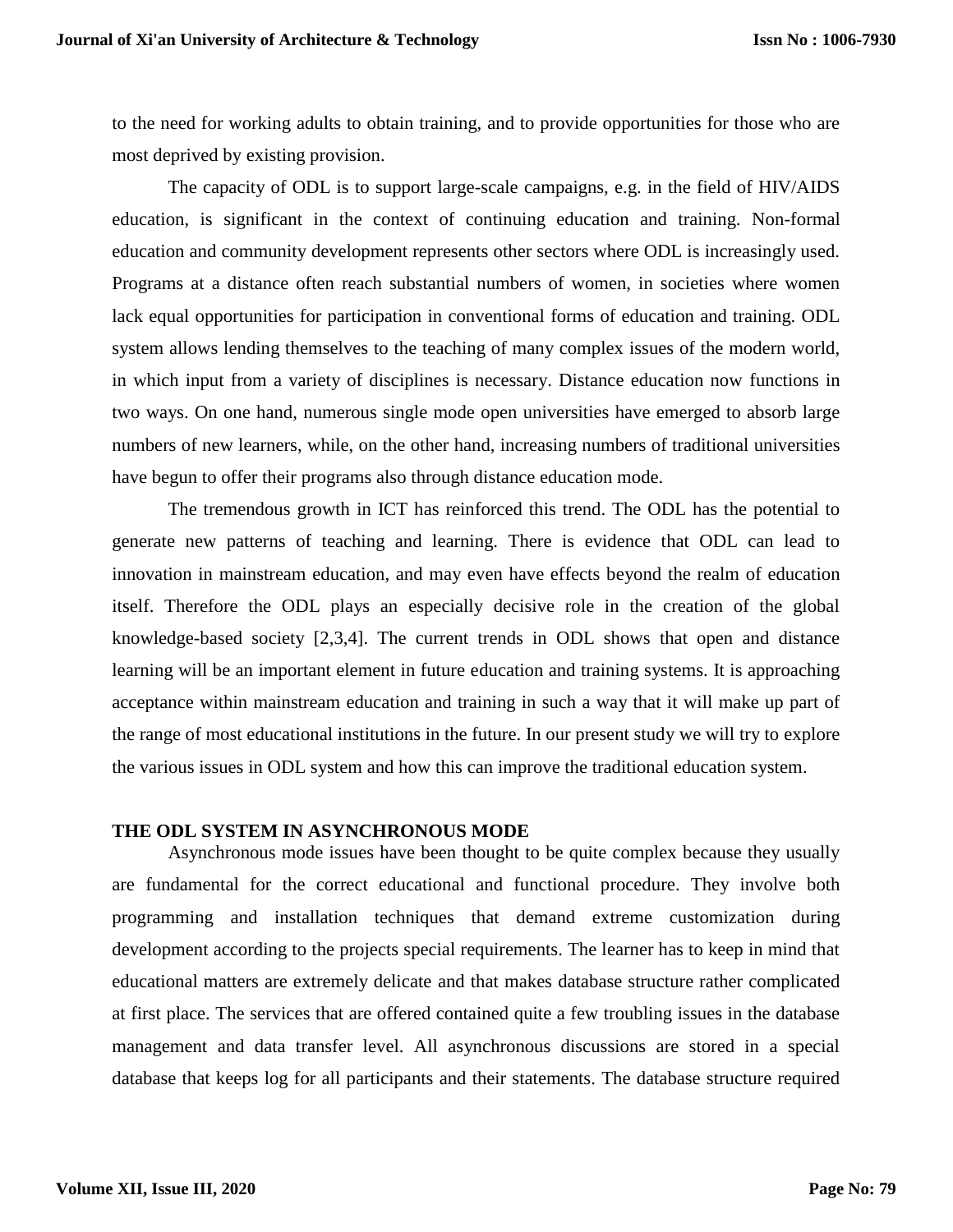to the need for working adults to obtain training, and to provide opportunities for those who are most deprived by existing provision.

The capacity of ODL is to support large-scale campaigns, e.g. in the field of HIV/AIDS education, is significant in the context of continuing education and training. Non-formal education and community development represents other sectors where ODL is increasingly used. Programs at a distance often reach substantial numbers of women, in societies where women lack equal opportunities for participation in conventional forms of education and training. ODL system allows lending themselves to the teaching of many complex issues of the modern world, in which input from a variety of disciplines is necessary. Distance education now functions in two ways. On one hand, numerous single mode open universities have emerged to absorb large numbers of new learners, while, on the other hand, increasing numbers of traditional universities have begun to offer their programs also through distance education mode.

The tremendous growth in ICT has reinforced this trend. The ODL has the potential to generate new patterns of teaching and learning. There is evidence that ODL can lead to innovation in mainstream education, and may even have effects beyond the realm of education itself. Therefore the ODL plays an especially decisive role in the creation of the global knowledge-based society [2,3,4]. The current trends in ODL shows that open and distance learning will be an important element in future education and training systems. It is approaching acceptance within mainstream education and training in such a way that it will make up part of the range of most educational institutions in the future. In our present study we will try to explore the various issues in ODL system and how this can improve the traditional education system.

## THE ODL SYSTEM IN ASYNCHRONOUS MODE

Asynchronous mode issues have been thought to be quite complex because they usually are fundamental for the correct educational and functional procedure. They involve both programming and installation techniques that demand extreme customization during development according to the projects special requirements. The learner has to keep in mind that educational matters are extremely delicate and that makes database structure rather complicated at first place. The services that are offered contained quite a few troubling issues in the database management and data transfer level. All asynchronous discussions are stored in a special database that keeps log for all participants and their statements. The database structure required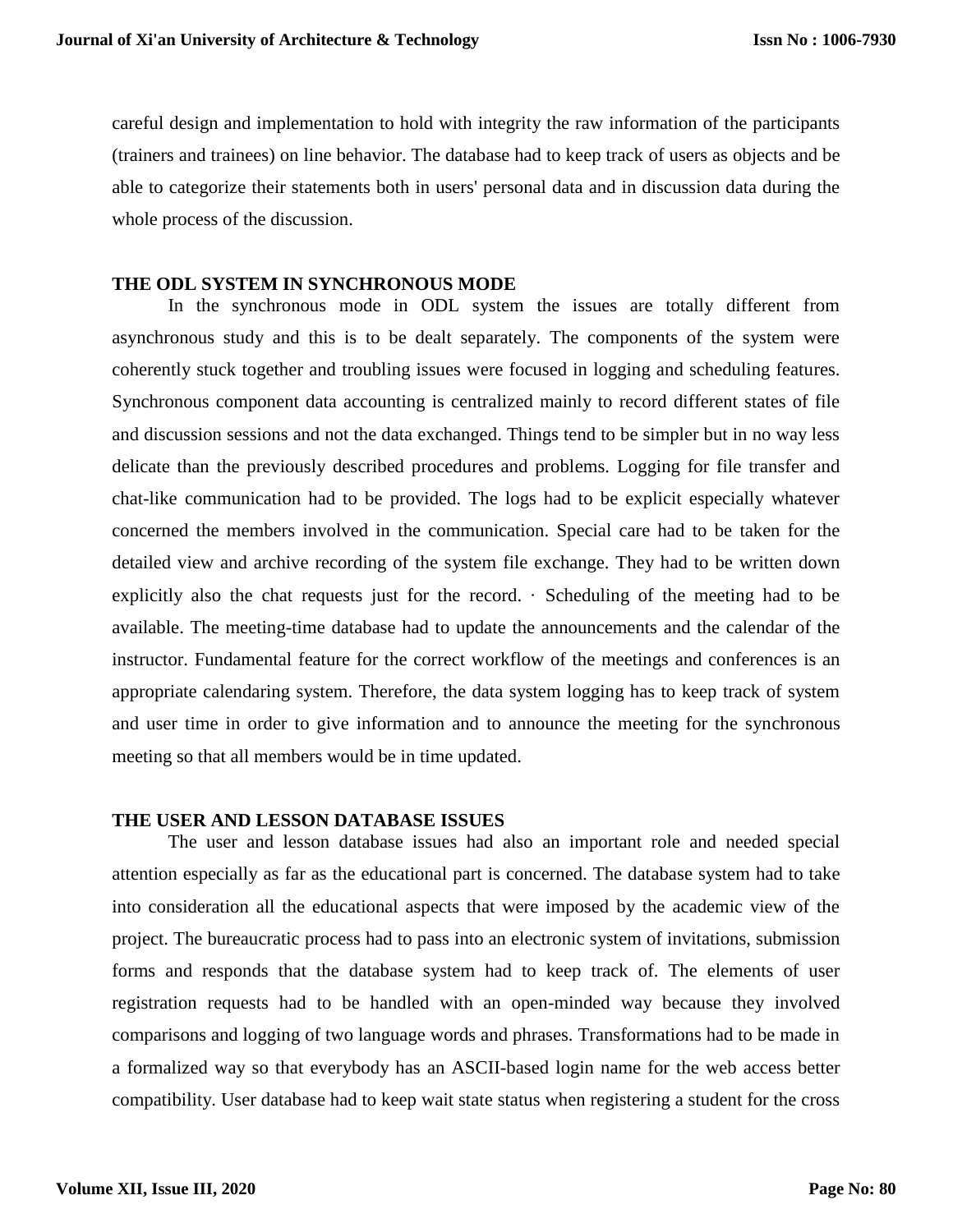careful design and implementation to hold with integrity the raw information of the participants (trainers and trainees) on line behavior. The database had to keep track of users as objects and be able to categorize their statements both in users' personal data and in discussion data during the whole process of the discussion.

## THE ODL SYSTEM IN SYNCHRONOUS MODE

In the synchronous mode in ODL system the issues are totally different from asynchronous study and this is to be dealt separately. The components of the system were coherently stuck together and troubling issues were focused in logging and scheduling features. Synchronous component data accounting is centralized mainly to record different states of file and discussion sessions and not the data exchanged. Things tend to be simpler but in no way less delicate than the previously described procedures and problems. Logging for file transfer and chat-like communication had to be provided. The logs had to be explicit especially whatever concerned the members involved in the communication. Special care had to be taken for the detailed view and archive recording of the system file exchange. They had to be written down explicitly also the chat requests just for the record. · Scheduling of the meeting had to be available. The meeting-time database had to update the announcements and the calendar of the instructor. Fundamental feature for the correct workflow of the meetings and conferences is an appropriate calendaring system. Therefore, the data system logging has to keep track of system and user time in order to give information and to announce the meeting for the synchronous meeting so that all members would be in time updated.

## THE USER AND LESSON DATABASE ISSUES

The user and lesson database issues had also an important role and needed special attention especially as far as the educational part is concerned. The database system had to take into consideration all the educational aspects that were imposed by the academic view of the project. The bureaucratic process had to pass into an electronic system of invitations, submission forms and responds that the database system had to keep track of. The elements of user registration requests had to be handled with an open-minded way because they involved comparisons and logging of two language words and phrases. Transformations had to be made in a formalized way so that everybody has an ASCII-based login name for the web access better compatibility. User database had to keep wait state status when registering a student for the cross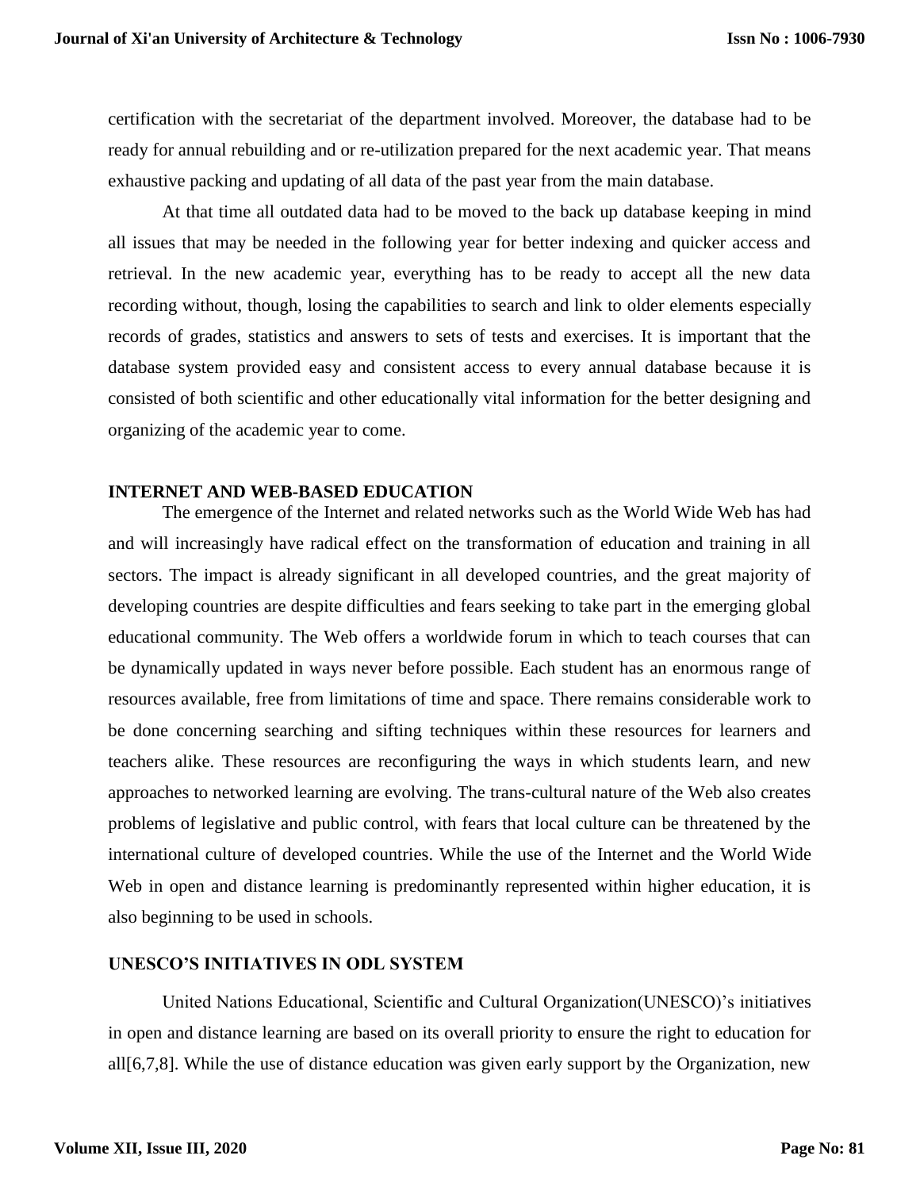certification with the secretariat of the department involved. Moreover, the database had to be ready for annual rebuilding and or re-utilization prepared for the next academic year. That means exhaustive packing and updating of all data of the past year from the main database.

At that time all outdated data had to be moved to the back up database keeping in mind all issues that may be needed in the following year for better indexing and quicker access and retrieval. In the new academic year, everything has to be ready to accept all the new data recording without, though, losing the capabilities to search and link to older elements especially records of grades, statistics and answers to sets of tests and exercises. It is important that the database system provided easy and consistent access to every annual database because it is consisted of both scientific and other educationally vital information for the better designing and organizing of the academic year to come.

## INTERNET AND WEB-BASED EDUCATION

The emergence of the Internet and related networks such as the World Wide Web has had and will increasingly have radical effect on the transformation of education and training in all sectors. The impact is already significant in all developed countries, and the great majority of developing countries are despite difficulties and fears seeking to take part in the emerging global educational community. The Web offers a worldwide forum in which to teach courses that can be dynamically updated in ways never before possible. Each student has an enormous range of resources available, free from limitations of time and space. There remains considerable work to be done concerning searching and sifting techniques within these resources for learners and teachers alike. These resources are reconfiguring the ways in which students learn, and new approaches to networked learning are evolving. The trans-cultural nature of the Web also creates problems of legislative and public control, with fears that local culture can be threatened by the international culture of developed countries. While the use of the Internet and the World Wide Web in open and distance learning is predominantly represented within higher education, it is also beginning to be used in schools.

## UNESCO'S INITIATIVES IN ODL SYSTEM

United Nations Educational, Scientific and Cultural Organization(UNESCO)'s initiatives in open and distance learning are based on its overall priority to ensure the right to education for all[6,7,8]. While the use of distance education was given early support by the Organization, new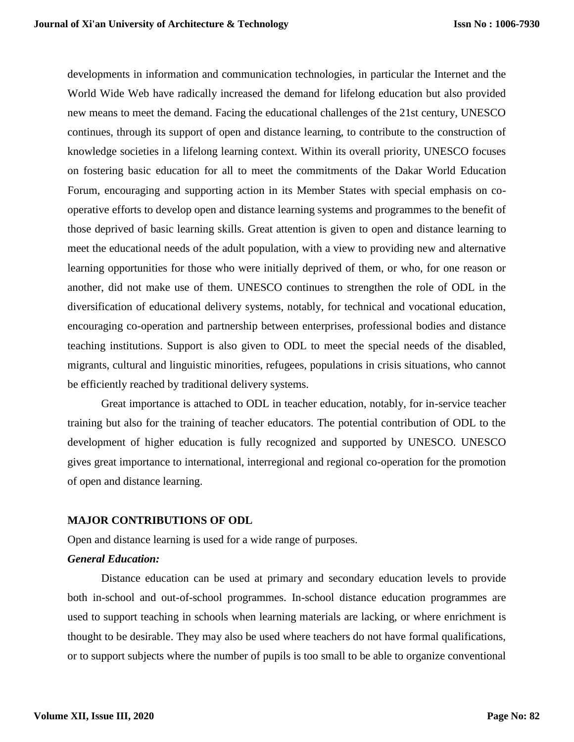developments in information and communication technologies, in particular the Internet and the World Wide Web have radically increased the demand for lifelong education but also provided new means to meet the demand. Facing the educational challenges of the 21st century, UNESCO continues, through its support of open and distance learning, to contribute to the construction of knowledge societies in a lifelong learning context. Within its overall priority, UNESCO focuses on fostering basic education for all to meet the commitments of the Dakar World Education Forum, encouraging and supporting action in its Member States with special emphasis on co-operative efforts to develop open and distance learning systems and programmes to the benefit of those deprived of basic learning skills. Great attention is given to open and distance learning to meet the educational needs of the adult population, with a view to providing new and alternative learning opportunities for those who were initially deprived of them, or who, for one reason or another, did not make use of them. UNESCO continues to strengthen the role of ODL in the diversification of educational delivery systems, notably, for technical and vocational education, encouraging co-operation and partnership between enterprises, professional bodies and distance teaching institutions. Support is also given to ODL to meet the special needs of the disabled, migrants, cultural and linguistic minorities, refugees, populations in crisis situations, who cannot be efficiently reached by traditional delivery systems.

Great importance is attached to ODL in teacher education, notably, for in-service teacher training but also for the training of teacher educators. The potential contribution of ODL to the development of higher education is fully recognized and supported by UNESCO. UNESCO gives great importance to international, interregional and regional co-operation for the promotion of open and distance learning.

## MAJOR CONTRIBUTIONS OF ODL

Open and distance learning is used for a wide range of purposes.

### *General Education:*

Distance education can be used at primary and secondary education levels to provide both in-school and out-of-school programmes. In-school distance education programmes are used to support teaching in schools when learning materials are lacking, or where enrichment is thought to be desirable. They may also be used where teachers do not have formal qualifications, or to support subjects where the number of pupils is too small to be able to organize conventional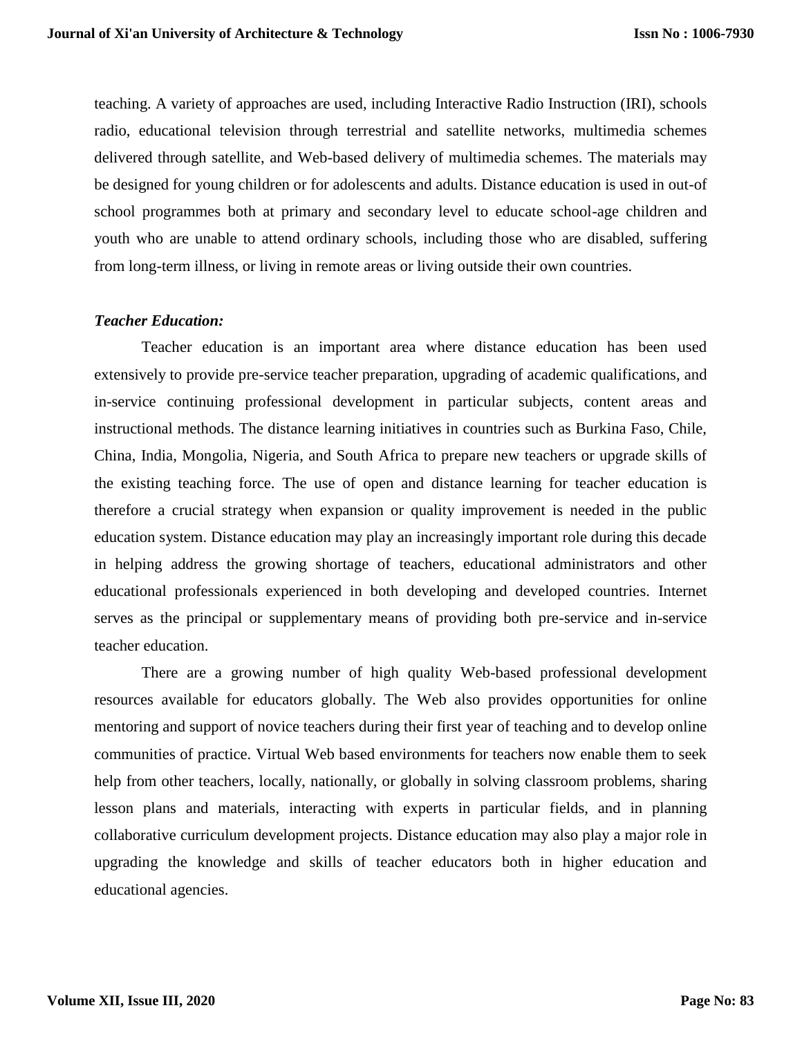teaching. A variety of approaches are used, including Interactive Radio Instruction (IRI), schools radio, educational television through terrestrial and satellite networks, multimedia schemes delivered through satellite, and Web-based delivery of multimedia schemes. The materials may be designed for young children or for adolescents and adults. Distance education is used in out-of school programmes both at primary and secondary level to educate school-age children and youth who are unable to attend ordinary schools, including those who are disabled, suffering from long-term illness, or living in remote areas or living outside their own countries.

***Teacher Education:***

Teacher education is an important area where distance education has been used extensively to provide pre-service teacher preparation, upgrading of academic qualifications, and in-service continuing professional development in particular subjects, content areas and instructional methods. The distance learning initiatives in countries such as Burkina Faso, Chile, China, India, Mongolia, Nigeria, and South Africa to prepare new teachers or upgrade skills of the existing teaching force. The use of open and distance learning for teacher education is therefore a crucial strategy when expansion or quality improvement is needed in the public education system. Distance education may play an increasingly important role during this decade in helping address the growing shortage of teachers, educational administrators and other educational professionals experienced in both developing and developed countries. Internet serves as the principal or supplementary means of providing both pre-service and in-service teacher education.

There are a growing number of high quality Web-based professional development resources available for educators globally. The Web also provides opportunities for online mentoring and support of novice teachers during their first year of teaching and to develop online communities of practice. Virtual Web based environments for teachers now enable them to seek help from other teachers, locally, nationally, or globally in solving classroom problems, sharing lesson plans and materials, interacting with experts in particular fields, and in planning collaborative curriculum development projects. Distance education may also play a major role in upgrading the knowledge and skills of teacher educators both in higher education and educational agencies.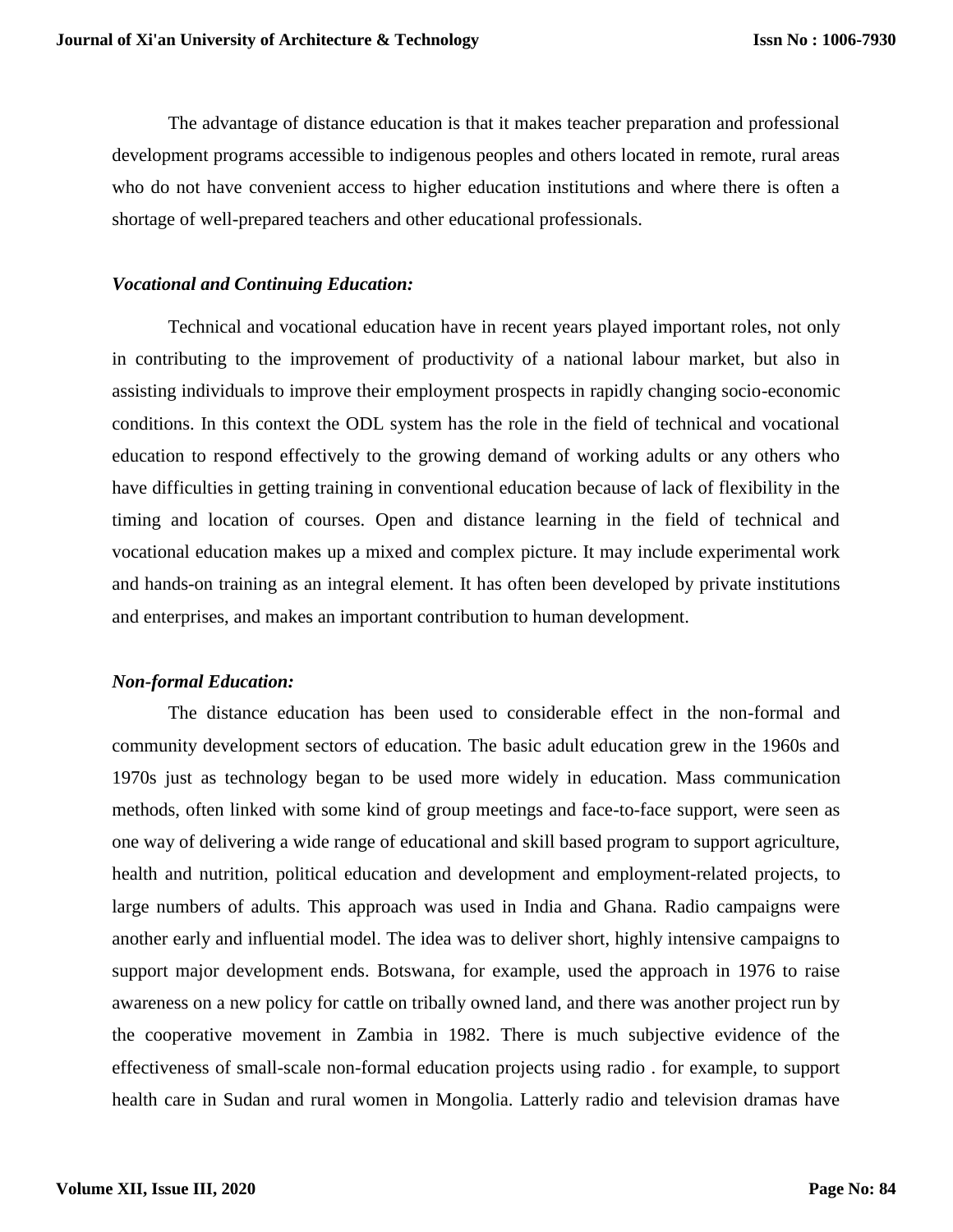The advantage of distance education is that it makes teacher preparation and professional development programs accessible to indigenous peoples and others located in remote, rural areas who do not have convenient access to higher education institutions and where there is often a shortage of well-prepared teachers and other educational professionals.

***Vocational and Continuing Education:***

Technical and vocational education have in recent years played important roles, not only in contributing to the improvement of productivity of a national labour market, but also in assisting individuals to improve their employment prospects in rapidly changing socio-economic conditions. In this context the ODL system has the role in the field of technical and vocational education to respond effectively to the growing demand of working adults or any others who have difficulties in getting training in conventional education because of lack of flexibility in the timing and location of courses. Open and distance learning in the field of technical and vocational education makes up a mixed and complex picture. It may include experimental work and hands-on training as an integral element. It has often been developed by private institutions and enterprises, and makes an important contribution to human development.

***Non-formal Education:***

The distance education has been used to considerable effect in the non-formal and community development sectors of education. The basic adult education grew in the 1960s and 1970s just as technology began to be used more widely in education. Mass communication methods, often linked with some kind of group meetings and face-to-face support, were seen as one way of delivering a wide range of educational and skill based program to support agriculture, health and nutrition, political education and development and employment-related projects, to large numbers of adults. This approach was used in India and Ghana. Radio campaigns were another early and influential model. The idea was to deliver short, highly intensive campaigns to support major development ends. Botswana, for example, used the approach in 1976 to raise awareness on a new policy for cattle on tribally owned land, and there was another project run by the cooperative movement in Zambia in 1982. There is much subjective evidence of the effectiveness of small-scale non-formal education projects using radio . for example, to support health care in Sudan and rural women in Mongolia. Latterly radio and television dramas have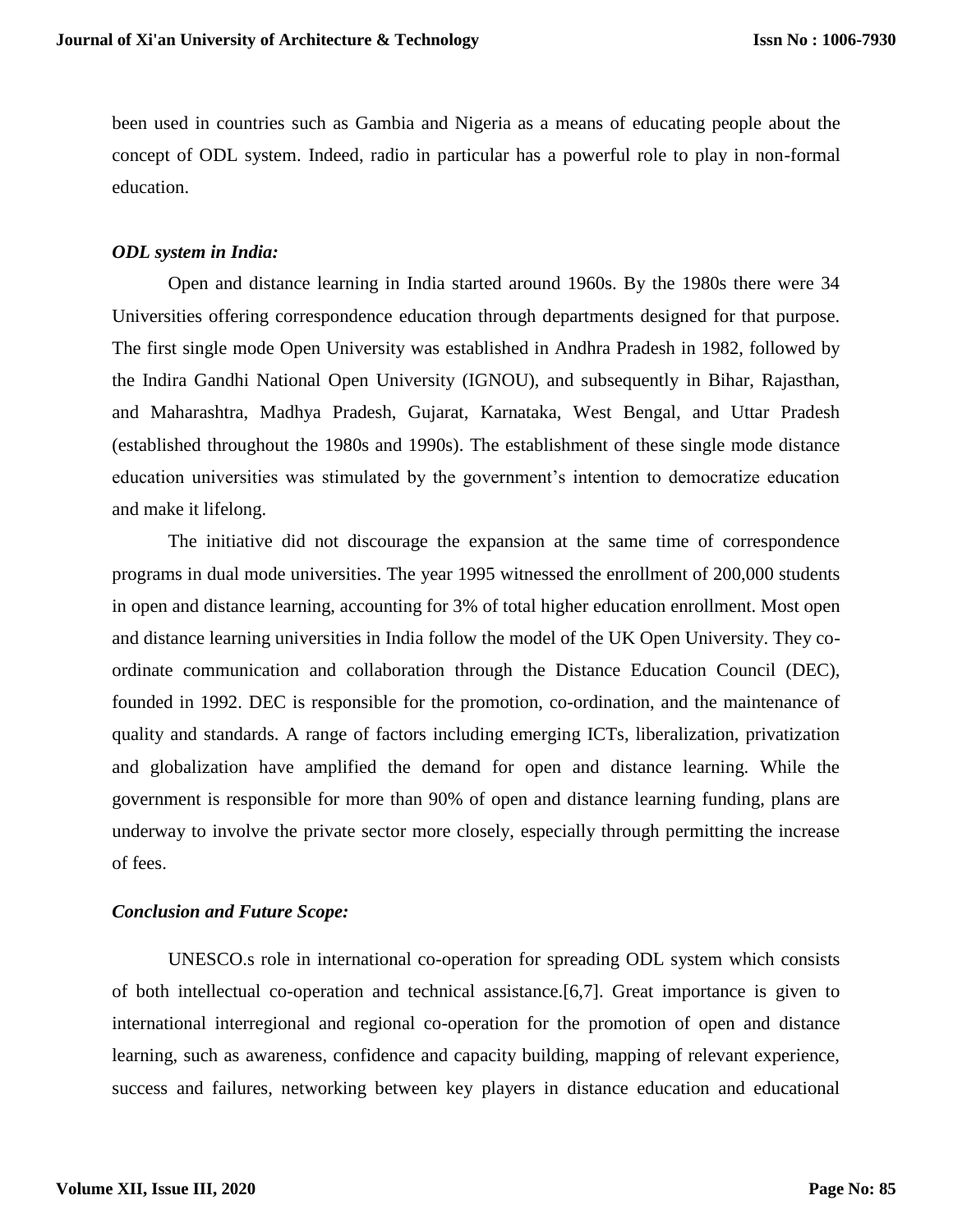been used in countries such as Gambia and Nigeria as a means of educating people about the concept of ODL system. Indeed, radio in particular has a powerful role to play in non-formal education.

### *ODL system in India:*

Open and distance learning in India started around 1960s. By the 1980s there were 34 Universities offering correspondence education through departments designed for that purpose. The first single mode Open University was established in Andhra Pradesh in 1982, followed by the Indira Gandhi National Open University (IGNOU), and subsequently in Bihar, Rajasthan, and Maharashtra, Madhya Pradesh, Gujarat, Karnataka, West Bengal, and Uttar Pradesh (established throughout the 1980s and 1990s). The establishment of these single mode distance education universities was stimulated by the government's intention to democratize education and make it lifelong.

The initiative did not discourage the expansion at the same time of correspondence programs in dual mode universities. The year 1995 witnessed the enrollment of 200,000 students in open and distance learning, accounting for 3% of total higher education enrollment. Most open and distance learning universities in India follow the model of the UK Open University. They co-ordinate communication and collaboration through the Distance Education Council (DEC), founded in 1992. DEC is responsible for the promotion, co-ordination, and the maintenance of quality and standards. A range of factors including emerging ICTs, liberalization, privatization and globalization have amplified the demand for open and distance learning. While the government is responsible for more than 90% of open and distance learning funding, plans are underway to involve the private sector more closely, especially through permitting the increase of fees.

### *Conclusion and Future Scope:*

UNESCO.s role in international co-operation for spreading ODL system which consists of both intellectual co-operation and technical assistance.[6,7]. Great importance is given to international interregional and regional co-operation for the promotion of open and distance learning, such as awareness, confidence and capacity building, mapping of relevant experience, success and failures, networking between key players in distance education and educational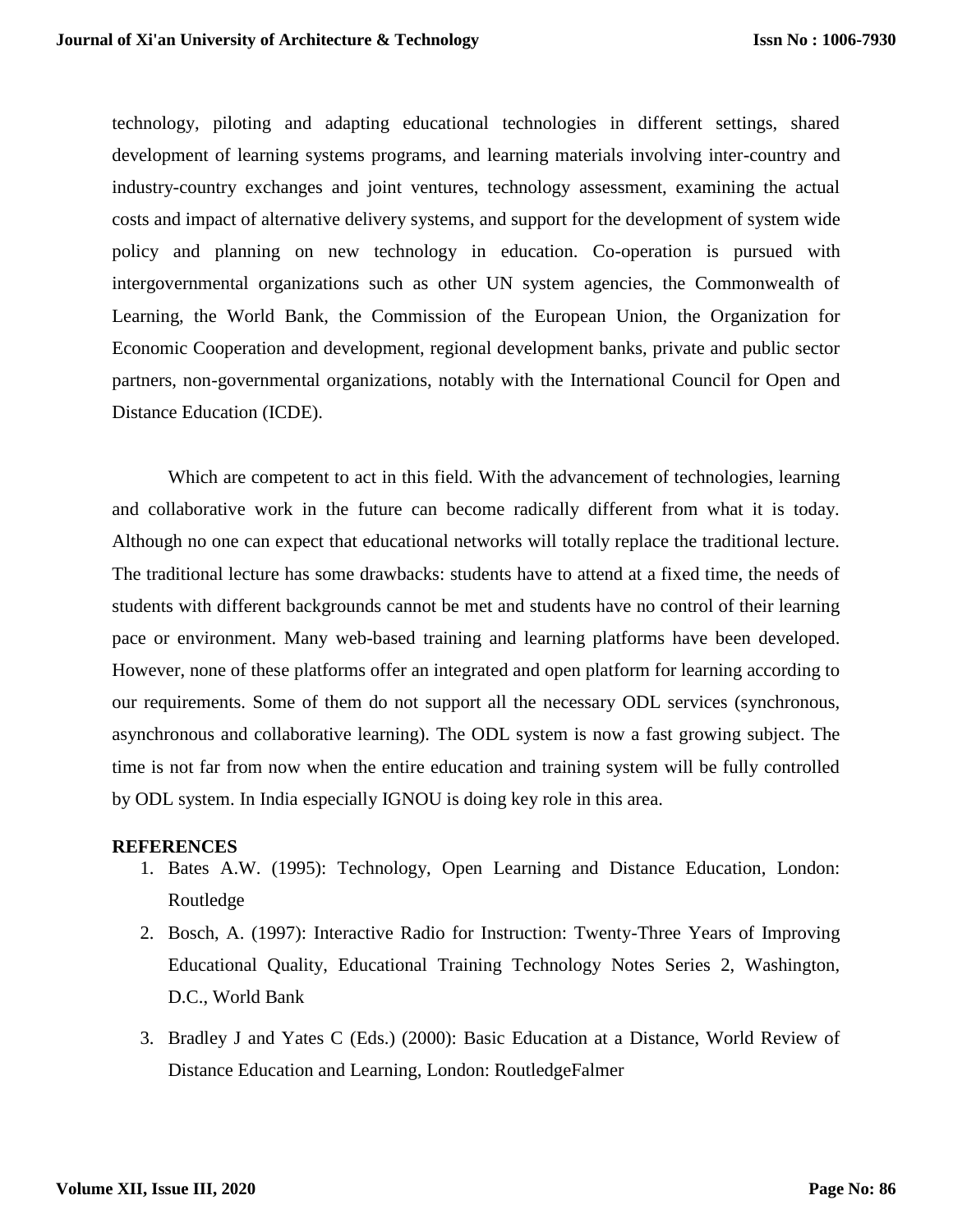technology, piloting and adapting educational technologies in different settings, shared development of learning systems programs, and learning materials involving inter-country and industry-country exchanges and joint ventures, technology assessment, examining the actual costs and impact of alternative delivery systems, and support for the development of system wide policy and planning on new technology in education. Co-operation is pursued with intergovernmental organizations such as other UN system agencies, the Commonwealth of Learning, the World Bank, the Commission of the European Union, the Organization for Economic Cooperation and development, regional development banks, private and public sector partners, non-governmental organizations, notably with the International Council for Open and Distance Education (ICDE).

Which are competent to act in this field. With the advancement of technologies, learning and collaborative work in the future can become radically different from what it is today. Although no one can expect that educational networks will totally replace the traditional lecture. The traditional lecture has some drawbacks: students have to attend at a fixed time, the needs of students with different backgrounds cannot be met and students have no control of their learning pace or environment. Many web-based training and learning platforms have been developed. However, none of these platforms offer an integrated and open platform for learning according to our requirements. Some of them do not support all the necessary ODL services (synchronous, asynchronous and collaborative learning). The ODL system is now a fast growing subject. The time is not far from now when the entire education and training system will be fully controlled by ODL system. In India especially IGNOU is doing key role in this area.

**REFERENCES**

1. Bates A.W. (1995): Technology, Open Learning and Distance Education, London: Routledge
2. Bosch, A. (1997): Interactive Radio for Instruction: Twenty-Three Years of Improving Educational Quality, Educational Training Technology Notes Series 2, Washington, D.C., World Bank
3. Bradley J and Yates C (Eds.) (2000): Basic Education at a Distance, World Review of Distance Education and Learning, London: RoutledgeFalmer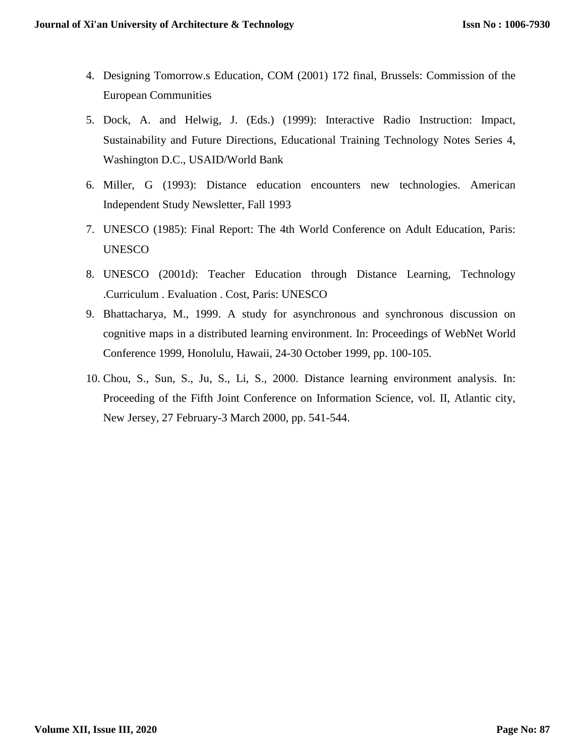4. Designing Tomorrow.s Education, COM (2001) 172 final, Brussels: Commission of the European Communities
5. Dock, A. and Helwig, J. (Eds.) (1999): Interactive Radio Instruction: Impact, Sustainability and Future Directions, Educational Training Technology Notes Series 4, Washington D.C., USAID/World Bank
6. Miller, G (1993): Distance education encounters new technologies. American Independent Study Newsletter, Fall 1993
7. UNESCO (1985): Final Report: The 4th World Conference on Adult Education, Paris: UNESCO
8. UNESCO (2001d): Teacher Education through Distance Learning, Technology .Curriculum . Evaluation . Cost, Paris: UNESCO
9. Bhattacharya, M., 1999. A study for asynchronous and synchronous discussion on cognitive maps in a distributed learning environment. In: Proceedings of WebNet World Conference 1999, Honolulu, Hawaii, 24-30 October 1999, pp. 100-105.
10. Chou, S., Sun, S., Ju, S., Li, S., 2000. Distance learning environment analysis. In: Proceeding of the Fifth Joint Conference on Information Science, vol. II, Atlantic city, New Jersey, 27 February-3 March 2000, pp. 541-544.